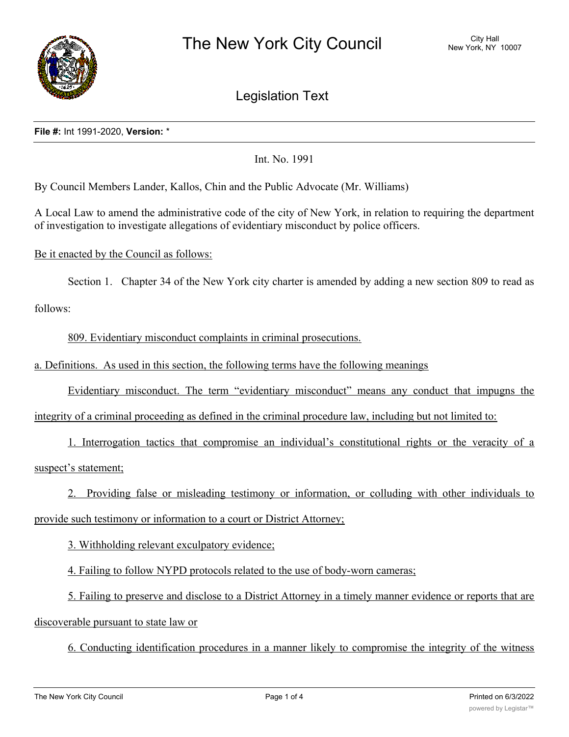# The New York City Council

City Hall
New York, NY 10007

## Legislation Text

**File #:** Int 1991-2020, **Version:** *

Int. No. 1991

By Council Members Lander, Kallos, Chin and the Public Advocate (Mr. Williams)

A Local Law to amend the administrative code of the city of New York, in relation to requiring the department of investigation to investigate allegations of evidentiary misconduct by police officers.

Be it enacted by the Council as follows:

Section 1. Chapter 34 of the New York city charter is amended by adding a new section 809 to read as follows:

809. Evidentiary misconduct complaints in criminal prosecutions.

a. Definitions. As used in this section, the following terms have the following meanings

Evidentiary misconduct. The term "evidentiary misconduct" means any conduct that impugns the integrity of a criminal proceeding as defined in the criminal procedure law, including but not limited to:

1. Interrogation tactics that compromise an individual's constitutional rights or the veracity of a suspect's statement;

2. Providing false or misleading testimony or information, or colluding with other individuals to provide such testimony or information to a court or District Attorney;

3. Withholding relevant exculpatory evidence;

4. Failing to follow NYPD protocols related to the use of body-worn cameras;

5. Failing to preserve and disclose to a District Attorney in a timely manner evidence or reports that are discoverable pursuant to state law or

6. Conducting identification procedures in a manner likely to compromise the integrity of the witness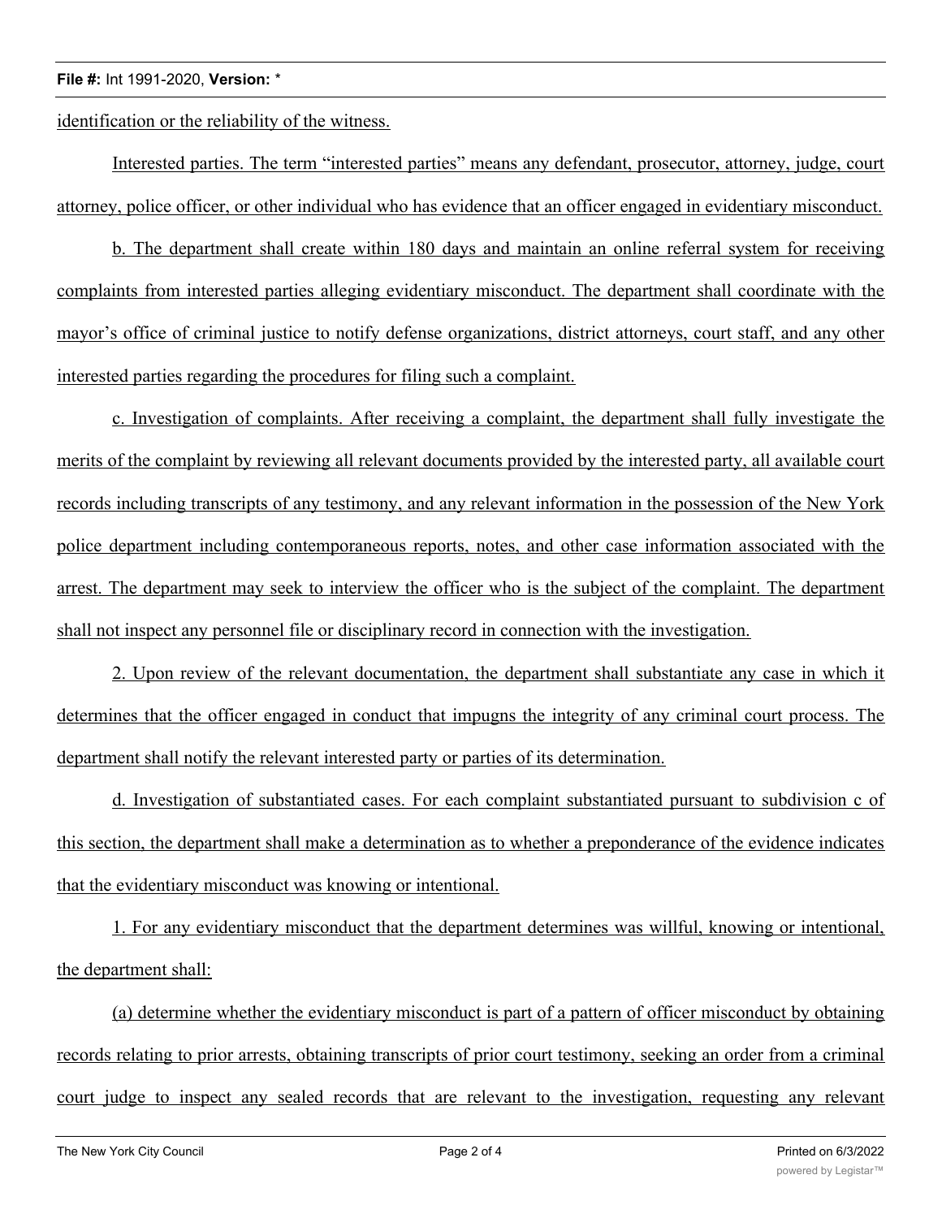identification or the reliability of the witness.

Interested parties. The term "interested parties" means any defendant, prosecutor, attorney, judge, court attorney, police officer, or other individual who has evidence that an officer engaged in evidentiary misconduct.

b. The department shall create within 180 days and maintain an online referral system for receiving complaints from interested parties alleging evidentiary misconduct. The department shall coordinate with the mayor's office of criminal justice to notify defense organizations, district attorneys, court staff, and any other interested parties regarding the procedures for filing such a complaint.

c. Investigation of complaints. After receiving a complaint, the department shall fully investigate the merits of the complaint by reviewing all relevant documents provided by the interested party, all available court records including transcripts of any testimony, and any relevant information in the possession of the New York police department including contemporaneous reports, notes, and other case information associated with the arrest. The department may seek to interview the officer who is the subject of the complaint. The department shall not inspect any personnel file or disciplinary record in connection with the investigation.

2. Upon review of the relevant documentation, the department shall substantiate any case in which it determines that the officer engaged in conduct that impugns the integrity of any criminal court process. The department shall notify the relevant interested party or parties of its determination.

d. Investigation of substantiated cases. For each complaint substantiated pursuant to subdivision c of this section, the department shall make a determination as to whether a preponderance of the evidence indicates that the evidentiary misconduct was knowing or intentional.

1. For any evidentiary misconduct that the department determines was willful, knowing or intentional, the department shall:

(a) determine whether the evidentiary misconduct is part of a pattern of officer misconduct by obtaining records relating to prior arrests, obtaining transcripts of prior court testimony, seeking an order from a criminal court judge to inspect any sealed records that are relevant to the investigation, requesting any relevant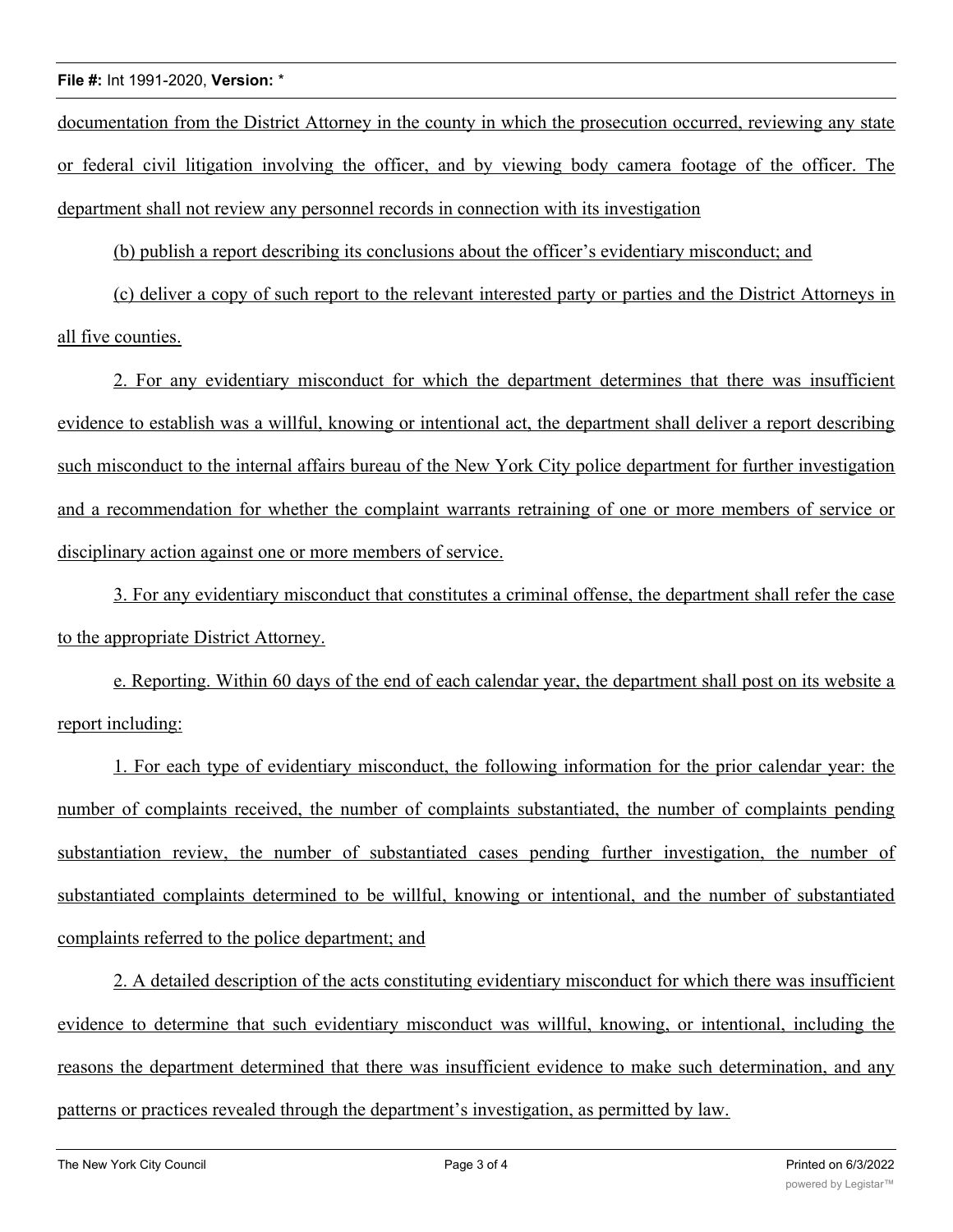documentation from the District Attorney in the county in which the prosecution occurred, reviewing any state or federal civil litigation involving the officer, and by viewing body camera footage of the officer. The department shall not review any personnel records in connection with its investigation

(b) publish a report describing its conclusions about the officer's evidentiary misconduct; and

(c) deliver a copy of such report to the relevant interested party or parties and the District Attorneys in all five counties.

2. For any evidentiary misconduct for which the department determines that there was insufficient evidence to establish was a willful, knowing or intentional act, the department shall deliver a report describing such misconduct to the internal affairs bureau of the New York City police department for further investigation and a recommendation for whether the complaint warrants retraining of one or more members of service or disciplinary action against one or more members of service.

3. For any evidentiary misconduct that constitutes a criminal offense, the department shall refer the case to the appropriate District Attorney.

e. Reporting. Within 60 days of the end of each calendar year, the department shall post on its website a report including:

1. For each type of evidentiary misconduct, the following information for the prior calendar year: the number of complaints received, the number of complaints substantiated, the number of complaints pending substantiation review, the number of substantiated cases pending further investigation, the number of substantiated complaints determined to be willful, knowing or intentional, and the number of substantiated complaints referred to the police department; and

2. A detailed description of the acts constituting evidentiary misconduct for which there was insufficient evidence to determine that such evidentiary misconduct was willful, knowing, or intentional, including the reasons the department determined that there was insufficient evidence to make such determination, and any patterns or practices revealed through the department's investigation, as permitted by law.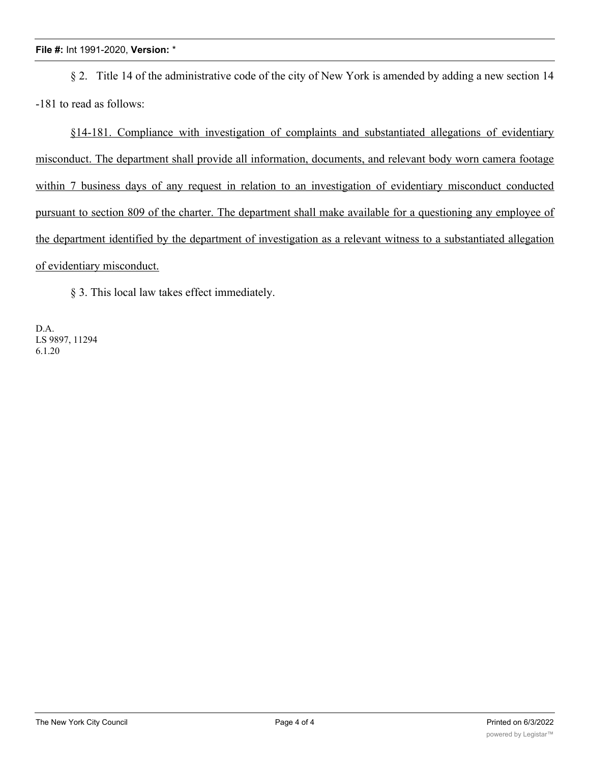§ 2. Title 14 of the administrative code of the city of New York is amended by adding a new section 14 -181 to read as follows:

<u>§14-181. Compliance with investigation of complaints and substantiated allegations of evidentiary misconduct. The department shall provide all information, documents, and relevant body worn camera footage within 7 business days of any request in relation to an investigation of evidentiary misconduct conducted pursuant to section 809 of the charter. The department shall make available for a questioning any employee of the department identified by the department of investigation as a relevant witness to a substantiated allegation of evidentiary misconduct.</u>

§ 3. This local law takes effect immediately.

D.A.
LS 9897, 11294
6.1.20